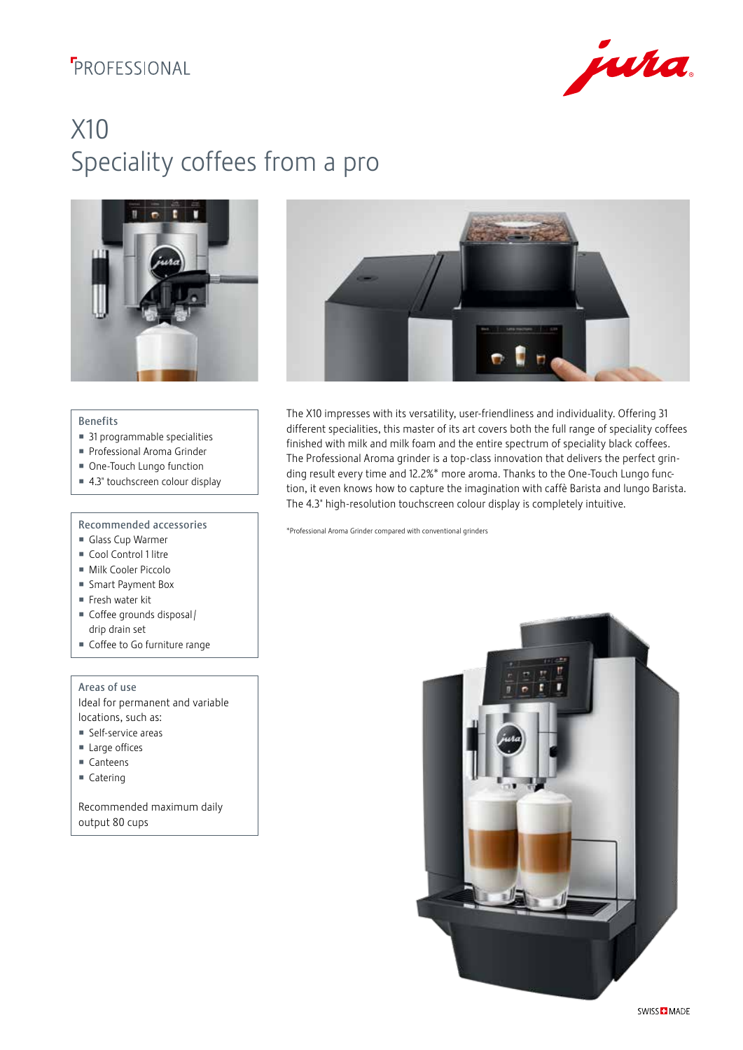PROFESSIONAL

# X10
## Speciality coffees from a pro

The X10 impresses with its versatility, user-friendliness and individuality. Offering 31 different specialities, this master of its art covers both the full range of speciality coffees finished with milk and milk foam and the entire spectrum of speciality black coffees. The Professional Aroma grinder is a top-class innovation that delivers the perfect grinding result every time and 12.2%* more aroma. Thanks to the One-Touch Lungo function, it even knows how to capture the imagination with caffè Barista and lungo Barista. The 4.3" high-resolution touchscreen colour display is completely intuitive.

*Professional Aroma Grinder compared with conventional grinders

### Benefits

- 31 programmable specialities
- Professional Aroma Grinder
- One-Touch Lungo function
- 4.3" touchscreen colour display

### Recommended accessories

- Glass Cup Warmer
- Cool Control 1 litre
- Milk Cooler Piccolo
- Smart Payment Box
- Fresh water kit
- Coffee grounds disposal / drip drain set
- Coffee to Go furniture range

### Areas of use

Ideal for permanent and variable locations, such as:

- Self-service areas
- Large offices
- Canteens
- Catering

Recommended maximum daily output 80 cups

SWISS MADE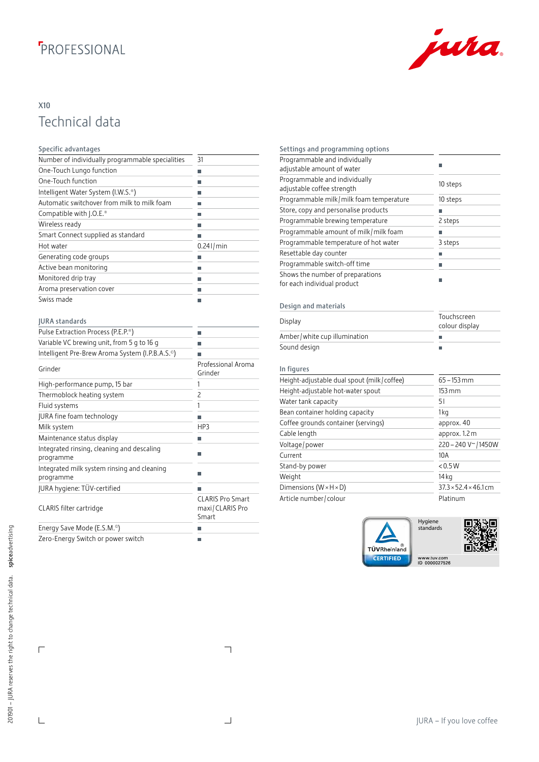PROFESSIONAL

jura

X10

# Technical data

## Specific advantages

| | |
|---|---|
| Number of individually programmable specialities | 31 |
| One-Touch Lungo function | ■ |
| One-Touch function | ■ |
| Intelligent Water System (I.W.S.®) | ■ |
| Automatic switchover from milk to milk foam | ■ |
| Compatible with J.O.E.® | ■ |
| Wireless ready | ■ |
| Smart Connect supplied as standard | ■ |
| Hot water | 0.24 l / min |
| Generating code groups | ■ |
| Active bean monitoring | ■ |
| Monitored drip tray | ■ |
| Aroma preservation cover | ■ |
| Swiss made | ■ |

## JURA standards

| | |
|---|---|
| Pulse Extraction Process (P.E.P.®) | ■ |
| Variable VC brewing unit, from 5 g to 16 g | ■ |
| Intelligent Pre-Brew Aroma System (I.P.B.A.S.©) | ■ |
| Grinder | Professional Aroma Grinder |
| High-performance pump, 15 bar | 1 |
| Thermoblock heating system | 2 |
| Fluid systems | 1 |
| JURA fine foam technology | ■ |
| Milk system | HP3 |
| Maintenance status display | ■ |
| Integrated rinsing, cleaning and descaling programme | ■ |
| Integrated milk system rinsing and cleaning programme | ■ |
| JURA hygiene: TÜV-certified | ■ |
| CLARIS filter cartridge | CLARIS Pro Smart maxi / CLARIS Pro Smart |
| Energy Save Mode (E.S.M.©) | ■ |
| Zero-Energy Switch or power switch | ■ |

## Settings and programming options

| | |
|---|---|
| Programmable and individually adjustable amount of water | ■ |
| Programmable and individually adjustable coffee strength | 10 steps |
| Programmable milk / milk foam temperature | 10 steps |
| Store, copy and personalise products | ■ |
| Programmable brewing temperature | 2 steps |
| Programmable amount of milk / milk foam | ■ |
| Programmable temperature of hot water | 3 steps |
| Resettable day counter | ■ |
| Programmable switch-off time | ■ |
| Shows the number of preparations for each individual product | ■ |

## Design and materials

| | |
|---|---|
| Display | Touchscreen colour display |
| Amber / white cup illumination | ■ |
| Sound design | ■ |

## In figures

| | |
|---|---|
| Height-adjustable dual spout (milk / coffee) | 65 – 153 mm |
| Height-adjustable hot-water spout | 153 mm |
| Water tank capacity | 5 l |
| Bean container holding capacity | 1 kg |
| Coffee grounds container (servings) | approx. 40 |
| Cable length | approx. 1.2 m |
| Voltage / power | 220 – 240 V~ / 1450 W |
| Current | 10 A |
| Stand-by power | < 0.5 W |
| Weight | 14 kg |
| Dimensions (W × H × D) | 37.3 × 52.4 × 46.1 cm |
| Article number / colour | Platinum |

TÜVRheinland CERTIFIED
Hygiene standards
www.tuv.com
ID 0000027526

201901 – JURA reserves the right to change technical data. spiceadvertising

JURA – If you love coffee